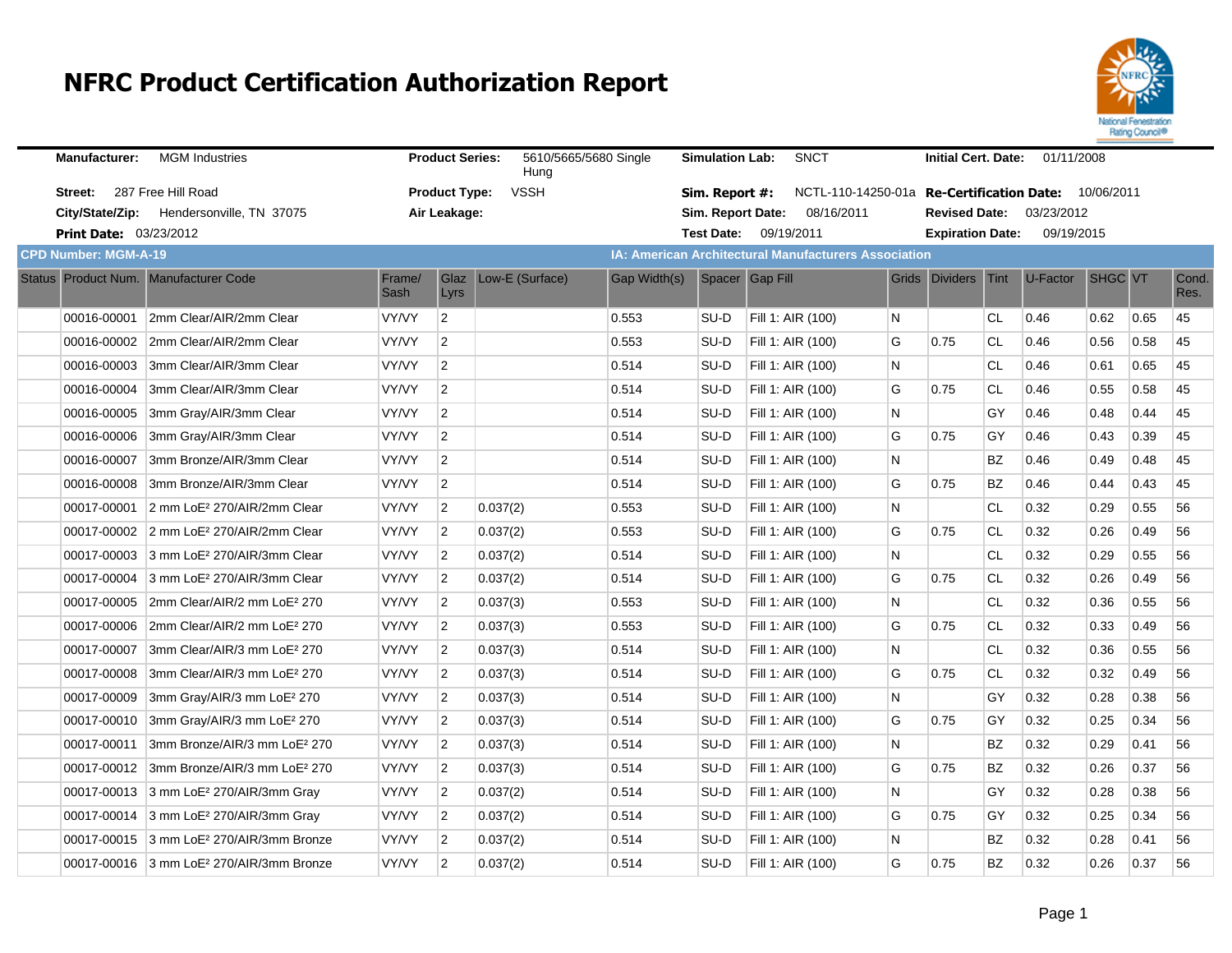# NFRC Product Certification Authorization Report

| | | | | | | | |
|---|---|---|---|---|---|---|---|
| **Manufacturer:** | MGM Industries | **Product Series:** | 5610/5665/5680 Single Hung | **Simulation Lab:** | SNCT | **Initial Cert. Date:** | 01/11/2008 |
| **Street:** | 287 Free Hill Road | **Product Type:** | VSSH | **Sim. Report #:** | NCTL-110-14250-01a | **Re-Certification Date:** | 10/06/2011 |
| **City/State/Zip:** | Hendersonville, TN 37075 | **Air Leakage:** | | **Sim. Report Date:** | 08/16/2011 | **Revised Date:** | 03/23/2012 |
| **Print Date:** | 03/23/2012 | | | **Test Date:** | 09/19/2011 | **Expiration Date:** | 09/19/2015 |

**CPD Number: MGM-A-19**

**IA: American Architectural Manufacturers Association**

| Status | Product Num. | Manufacturer Code | Frame/ Sash | Glaz Lyrs | Low-E (Surface) | Gap Width(s) | Spacer | Gap Fill | Grids | Dividers | Tint | U-Factor | SHGC | VT | Cond. Res. |
|---|---|---|---|---|---|---|---|---|---|---|---|---|---|---|---|
| | 00016-00001 | 2mm Clear/AIR/2mm Clear | VY/VY | 2 | | 0.553 | SU-D | Fill 1: AIR (100) | N | | CL | 0.46 | 0.62 | 0.65 | 45 |
| | 00016-00002 | 2mm Clear/AIR/2mm Clear | VY/VY | 2 | | 0.553 | SU-D | Fill 1: AIR (100) | G | 0.75 | CL | 0.46 | 0.56 | 0.58 | 45 |
| | 00016-00003 | 3mm Clear/AIR/3mm Clear | VY/VY | 2 | | 0.514 | SU-D | Fill 1: AIR (100) | N | | CL | 0.46 | 0.61 | 0.65 | 45 |
| | 00016-00004 | 3mm Clear/AIR/3mm Clear | VY/VY | 2 | | 0.514 | SU-D | Fill 1: AIR (100) | G | 0.75 | CL | 0.46 | 0.55 | 0.58 | 45 |
| | 00016-00005 | 3mm Gray/AIR/3mm Clear | VY/VY | 2 | | 0.514 | SU-D | Fill 1: AIR (100) | N | | GY | 0.46 | 0.48 | 0.44 | 45 |
| | 00016-00006 | 3mm Gray/AIR/3mm Clear | VY/VY | 2 | | 0.514 | SU-D | Fill 1: AIR (100) | G | 0.75 | GY | 0.46 | 0.43 | 0.39 | 45 |
| | 00016-00007 | 3mm Bronze/AIR/3mm Clear | VY/VY | 2 | | 0.514 | SU-D | Fill 1: AIR (100) | N | | BZ | 0.46 | 0.49 | 0.48 | 45 |
| | 00016-00008 | 3mm Bronze/AIR/3mm Clear | VY/VY | 2 | | 0.514 | SU-D | Fill 1: AIR (100) | G | 0.75 | BZ | 0.46 | 0.44 | 0.43 | 45 |
| | 00017-00001 | 2 mm LoE² 270/AIR/2mm Clear | VY/VY | 2 | 0.037(2) | 0.553 | SU-D | Fill 1: AIR (100) | N | | CL | 0.32 | 0.29 | 0.55 | 56 |
| | 00017-00002 | 2 mm LoE² 270/AIR/2mm Clear | VY/VY | 2 | 0.037(2) | 0.553 | SU-D | Fill 1: AIR (100) | G | 0.75 | CL | 0.32 | 0.26 | 0.49 | 56 |
| | 00017-00003 | 3 mm LoE² 270/AIR/3mm Clear | VY/VY | 2 | 0.037(2) | 0.514 | SU-D | Fill 1: AIR (100) | N | | CL | 0.32 | 0.29 | 0.55 | 56 |
| | 00017-00004 | 3 mm LoE² 270/AIR/3mm Clear | VY/VY | 2 | 0.037(2) | 0.514 | SU-D | Fill 1: AIR (100) | G | 0.75 | CL | 0.32 | 0.26 | 0.49 | 56 |
| | 00017-00005 | 2mm Clear/AIR/2 mm LoE² 270 | VY/VY | 2 | 0.037(3) | 0.553 | SU-D | Fill 1: AIR (100) | N | | CL | 0.32 | 0.36 | 0.55 | 56 |
| | 00017-00006 | 2mm Clear/AIR/2 mm LoE² 270 | VY/VY | 2 | 0.037(3) | 0.553 | SU-D | Fill 1: AIR (100) | G | 0.75 | CL | 0.32 | 0.33 | 0.49 | 56 |
| | 00017-00007 | 3mm Clear/AIR/3 mm LoE² 270 | VY/VY | 2 | 0.037(3) | 0.514 | SU-D | Fill 1: AIR (100) | N | | CL | 0.32 | 0.36 | 0.55 | 56 |
| | 00017-00008 | 3mm Clear/AIR/3 mm LoE² 270 | VY/VY | 2 | 0.037(3) | 0.514 | SU-D | Fill 1: AIR (100) | G | 0.75 | CL | 0.32 | 0.32 | 0.49 | 56 |
| | 00017-00009 | 3mm Gray/AIR/3 mm LoE² 270 | VY/VY | 2 | 0.037(3) | 0.514 | SU-D | Fill 1: AIR (100) | N | | GY | 0.32 | 0.28 | 0.38 | 56 |
| | 00017-00010 | 3mm Gray/AIR/3 mm LoE² 270 | VY/VY | 2 | 0.037(3) | 0.514 | SU-D | Fill 1: AIR (100) | G | 0.75 | GY | 0.32 | 0.25 | 0.34 | 56 |
| | 00017-00011 | 3mm Bronze/AIR/3 mm LoE² 270 | VY/VY | 2 | 0.037(3) | 0.514 | SU-D | Fill 1: AIR (100) | N | | BZ | 0.32 | 0.29 | 0.41 | 56 |
| | 00017-00012 | 3mm Bronze/AIR/3 mm LoE² 270 | VY/VY | 2 | 0.037(3) | 0.514 | SU-D | Fill 1: AIR (100) | G | 0.75 | BZ | 0.32 | 0.26 | 0.37 | 56 |
| | 00017-00013 | 3 mm LoE² 270/AIR/3mm Gray | VY/VY | 2 | 0.037(2) | 0.514 | SU-D | Fill 1: AIR (100) | N | | GY | 0.32 | 0.28 | 0.38 | 56 |
| | 00017-00014 | 3 mm LoE² 270/AIR/3mm Gray | VY/VY | 2 | 0.037(2) | 0.514 | SU-D | Fill 1: AIR (100) | G | 0.75 | GY | 0.32 | 0.25 | 0.34 | 56 |
| | 00017-00015 | 3 mm LoE² 270/AIR/3mm Bronze | VY/VY | 2 | 0.037(2) | 0.514 | SU-D | Fill 1: AIR (100) | N | | BZ | 0.32 | 0.28 | 0.41 | 56 |
| | 00017-00016 | 3 mm LoE² 270/AIR/3mm Bronze | VY/VY | 2 | 0.037(2) | 0.514 | SU-D | Fill 1: AIR (100) | G | 0.75 | BZ | 0.32 | 0.26 | 0.37 | 56 |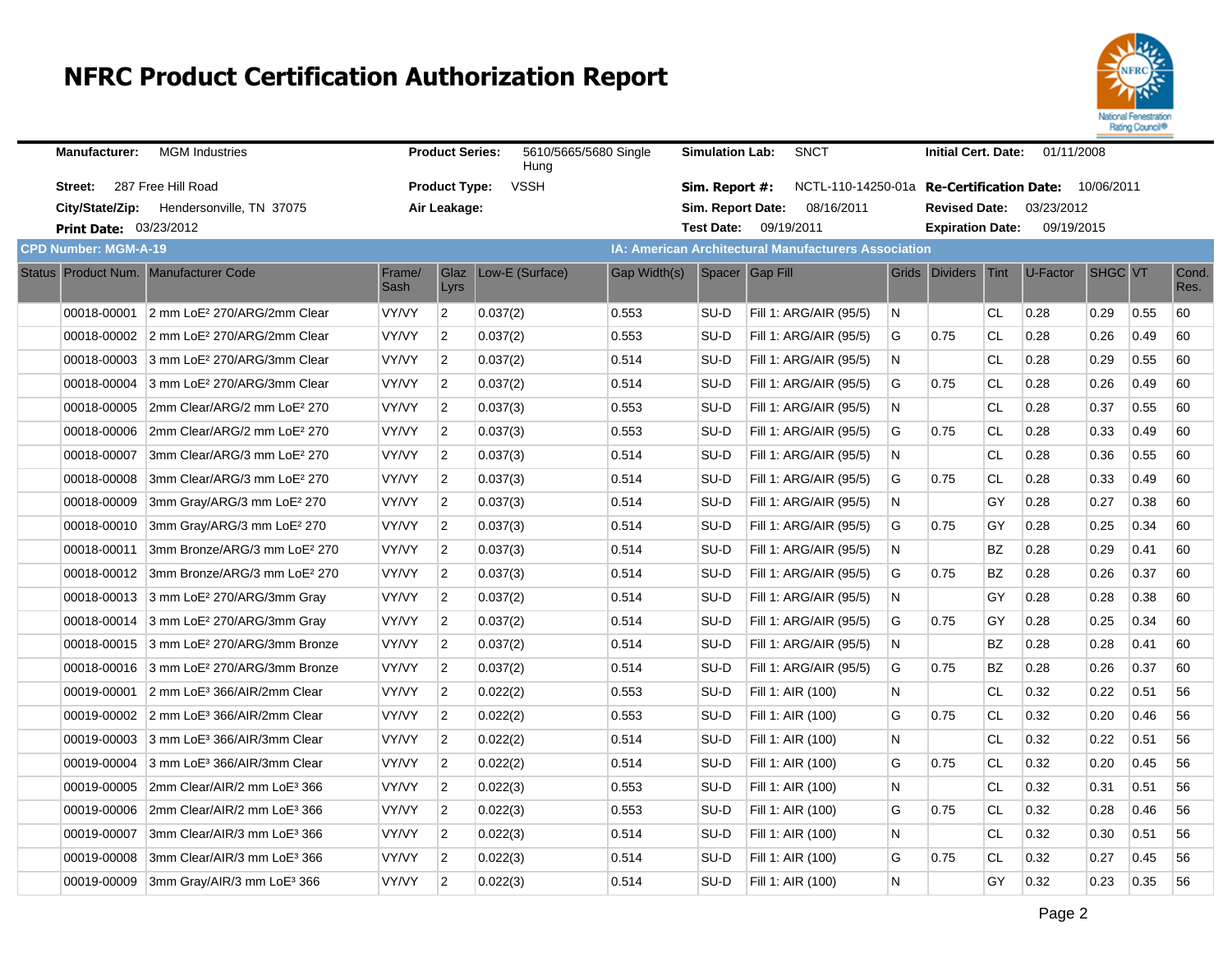# NFRC Product Certification Authorization Report

| | | | | | | | |
|---|---|---|---|---|---|---|---|
| **Manufacturer:** | MGM Industries | **Product Series:** | 5610/5665/5680 Single Hung | **Simulation Lab:** | SNCT | **Initial Cert. Date:** | 01/11/2008 |
| **Street:** | 287 Free Hill Road | **Product Type:** | VSSH | **Sim. Report #:** | NCTL-110-14250-01a | **Re-Certification Date:** | 10/06/2011 |
| **City/State/Zip:** | Hendersonville, TN 37075 | **Air Leakage:** | | **Sim. Report Date:** | 08/16/2011 | **Revised Date:** | 03/23/2012 |
| **Print Date:** | 03/23/2012 | | | **Test Date:** | 09/19/2011 | **Expiration Date:** | 09/19/2015 |

**CPD Number: MGM-A-19** **IA: American Architectural Manufacturers Association**

| Status | Product Num. | Manufacturer Code | Frame/Sash | Glaz Lyrs | Low-E (Surface) | Gap Width(s) | Spacer | Gap Fill | Grids | Dividers | Tint | U-Factor | SHGC | VT | Cond. Res. |
|---|---|---|---|---|---|---|---|---|---|---|---|---|---|---|---|
| | 00018-00001 | 2 mm LoE² 270/ARG/2mm Clear | VY/VY | 2 | 0.037(2) | 0.553 | SU-D | Fill 1: ARG/AIR (95/5) | N | | CL | 0.28 | 0.29 | 0.55 | 60 |
| | 00018-00002 | 2 mm LoE² 270/ARG/2mm Clear | VY/VY | 2 | 0.037(2) | 0.553 | SU-D | Fill 1: ARG/AIR (95/5) | G | 0.75 | CL | 0.28 | 0.26 | 0.49 | 60 |
| | 00018-00003 | 3 mm LoE² 270/ARG/3mm Clear | VY/VY | 2 | 0.037(2) | 0.514 | SU-D | Fill 1: ARG/AIR (95/5) | N | | CL | 0.28 | 0.29 | 0.55 | 60 |
| | 00018-00004 | 3 mm LoE² 270/ARG/3mm Clear | VY/VY | 2 | 0.037(2) | 0.514 | SU-D | Fill 1: ARG/AIR (95/5) | G | 0.75 | CL | 0.28 | 0.26 | 0.49 | 60 |
| | 00018-00005 | 2mm Clear/ARG/2 mm LoE² 270 | VY/VY | 2 | 0.037(3) | 0.553 | SU-D | Fill 1: ARG/AIR (95/5) | N | | CL | 0.28 | 0.37 | 0.55 | 60 |
| | 00018-00006 | 2mm Clear/ARG/2 mm LoE² 270 | VY/VY | 2 | 0.037(3) | 0.553 | SU-D | Fill 1: ARG/AIR (95/5) | G | 0.75 | CL | 0.28 | 0.33 | 0.49 | 60 |
| | 00018-00007 | 3mm Clear/ARG/3 mm LoE² 270 | VY/VY | 2 | 0.037(3) | 0.514 | SU-D | Fill 1: ARG/AIR (95/5) | N | | CL | 0.28 | 0.36 | 0.55 | 60 |
| | 00018-00008 | 3mm Clear/ARG/3 mm LoE² 270 | VY/VY | 2 | 0.037(3) | 0.514 | SU-D | Fill 1: ARG/AIR (95/5) | G | 0.75 | CL | 0.28 | 0.33 | 0.49 | 60 |
| | 00018-00009 | 3mm Gray/ARG/3 mm LoE² 270 | VY/VY | 2 | 0.037(3) | 0.514 | SU-D | Fill 1: ARG/AIR (95/5) | N | | GY | 0.28 | 0.27 | 0.38 | 60 |
| | 00018-00010 | 3mm Gray/ARG/3 mm LoE² 270 | VY/VY | 2 | 0.037(3) | 0.514 | SU-D | Fill 1: ARG/AIR (95/5) | G | 0.75 | GY | 0.28 | 0.25 | 0.34 | 60 |
| | 00018-00011 | 3mm Bronze/ARG/3 mm LoE² 270 | VY/VY | 2 | 0.037(3) | 0.514 | SU-D | Fill 1: ARG/AIR (95/5) | N | | BZ | 0.28 | 0.29 | 0.41 | 60 |
| | 00018-00012 | 3mm Bronze/ARG/3 mm LoE² 270 | VY/VY | 2 | 0.037(3) | 0.514 | SU-D | Fill 1: ARG/AIR (95/5) | G | 0.75 | BZ | 0.28 | 0.26 | 0.37 | 60 |
| | 00018-00013 | 3 mm LoE² 270/ARG/3mm Gray | VY/VY | 2 | 0.037(2) | 0.514 | SU-D | Fill 1: ARG/AIR (95/5) | N | | GY | 0.28 | 0.28 | 0.38 | 60 |
| | 00018-00014 | 3 mm LoE² 270/ARG/3mm Gray | VY/VY | 2 | 0.037(2) | 0.514 | SU-D | Fill 1: ARG/AIR (95/5) | G | 0.75 | GY | 0.28 | 0.25 | 0.34 | 60 |
| | 00018-00015 | 3 mm LoE² 270/ARG/3mm Bronze | VY/VY | 2 | 0.037(2) | 0.514 | SU-D | Fill 1: ARG/AIR (95/5) | N | | BZ | 0.28 | 0.28 | 0.41 | 60 |
| | 00018-00016 | 3 mm LoE² 270/ARG/3mm Bronze | VY/VY | 2 | 0.037(2) | 0.514 | SU-D | Fill 1: ARG/AIR (95/5) | G | 0.75 | BZ | 0.28 | 0.26 | 0.37 | 60 |
| | 00019-00001 | 2 mm LoE³ 366/AIR/2mm Clear | VY/VY | 2 | 0.022(2) | 0.553 | SU-D | Fill 1: AIR (100) | N | | CL | 0.32 | 0.22 | 0.51 | 56 |
| | 00019-00002 | 2 mm LoE³ 366/AIR/2mm Clear | VY/VY | 2 | 0.022(2) | 0.553 | SU-D | Fill 1: AIR (100) | G | 0.75 | CL | 0.32 | 0.20 | 0.46 | 56 |
| | 00019-00003 | 3 mm LoE³ 366/AIR/3mm Clear | VY/VY | 2 | 0.022(2) | 0.514 | SU-D | Fill 1: AIR (100) | N | | CL | 0.32 | 0.22 | 0.51 | 56 |
| | 00019-00004 | 3 mm LoE³ 366/AIR/3mm Clear | VY/VY | 2 | 0.022(2) | 0.514 | SU-D | Fill 1: AIR (100) | G | 0.75 | CL | 0.32 | 0.20 | 0.45 | 56 |
| | 00019-00005 | 2mm Clear/AIR/2 mm LoE³ 366 | VY/VY | 2 | 0.022(3) | 0.553 | SU-D | Fill 1: AIR (100) | N | | CL | 0.32 | 0.31 | 0.51 | 56 |
| | 00019-00006 | 2mm Clear/AIR/2 mm LoE³ 366 | VY/VY | 2 | 0.022(3) | 0.553 | SU-D | Fill 1: AIR (100) | G | 0.75 | CL | 0.32 | 0.28 | 0.46 | 56 |
| | 00019-00007 | 3mm Clear/AIR/3 mm LoE³ 366 | VY/VY | 2 | 0.022(3) | 0.514 | SU-D | Fill 1: AIR (100) | N | | CL | 0.32 | 0.30 | 0.51 | 56 |
| | 00019-00008 | 3mm Clear/AIR/3 mm LoE³ 366 | VY/VY | 2 | 0.022(3) | 0.514 | SU-D | Fill 1: AIR (100) | G | 0.75 | CL | 0.32 | 0.27 | 0.45 | 56 |
| | 00019-00009 | 3mm Gray/AIR/3 mm LoE³ 366 | VY/VY | 2 | 0.022(3) | 0.514 | SU-D | Fill 1: AIR (100) | N | | GY | 0.32 | 0.23 | 0.35 | 56 |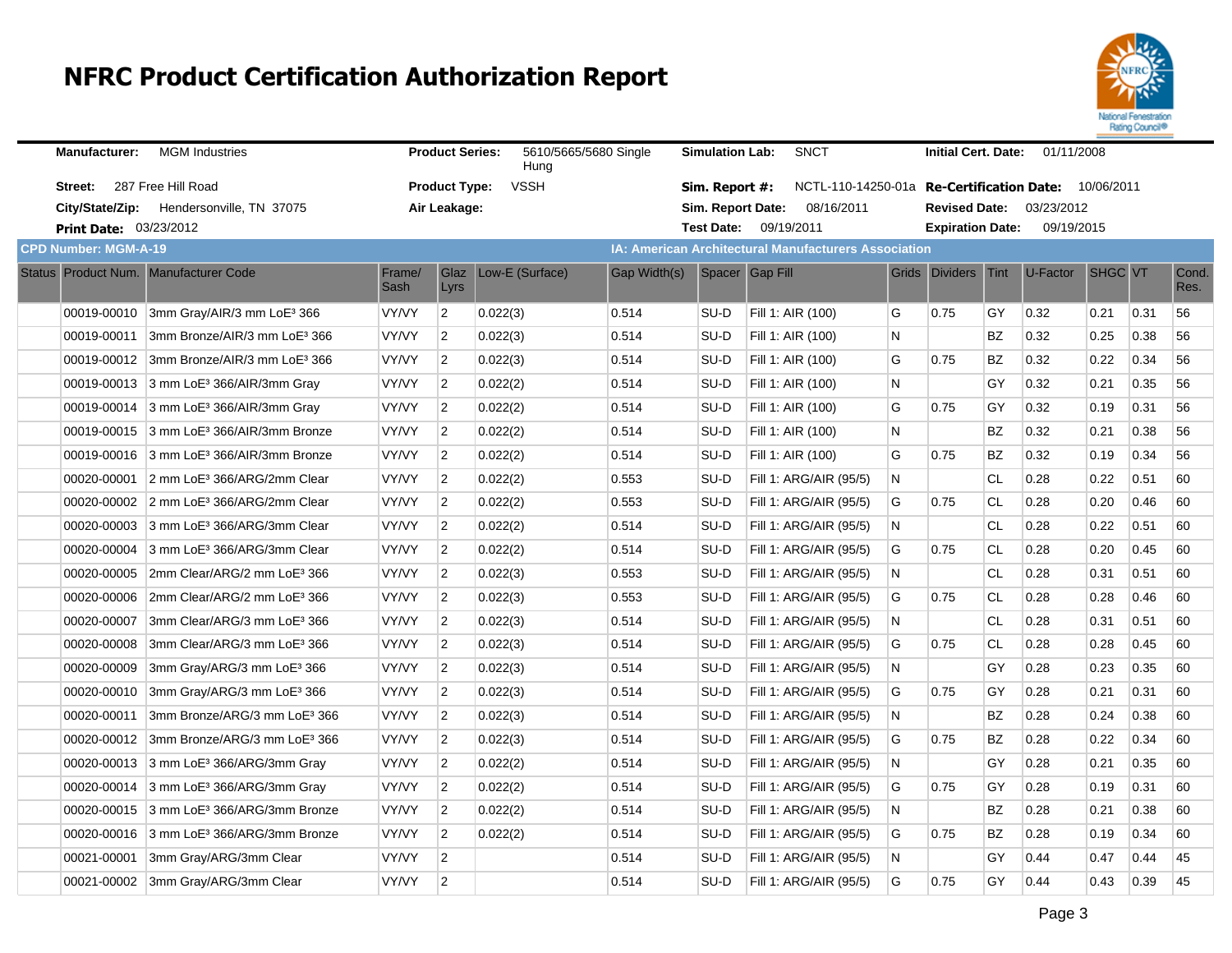# NFRC Product Certification Authorization Report

| | | | | | | | |
|---|---|---|---|---|---|---|---|
| **Manufacturer:** | MGM Industries | **Product Series:** | 5610/5665/5680 Single Hung | **Simulation Lab:** | SNCT | **Initial Cert. Date:** | 01/11/2008 |
| **Street:** | 287 Free Hill Road | **Product Type:** | VSSH | **Sim. Report #:** | NCTL-110-14250-01a | **Re-Certification Date:** | 10/06/2011 |
| **City/State/Zip:** | Hendersonville, TN 37075 | **Air Leakage:** | | **Sim. Report Date:** | 08/16/2011 | **Revised Date:** | 03/23/2012 |
| **Print Date:** | 03/23/2012 | | | **Test Date:** | 09/19/2011 | **Expiration Date:** | 09/19/2015 |

**CPD Number: MGM-A-19** — **IA: American Architectural Manufacturers Association**

| Status | Product Num. | Manufacturer Code | Frame/ Sash | Glaz Lyrs | Low-E (Surface) | Gap Width(s) | Spacer | Gap Fill | Grids | Dividers | Tint | U-Factor | SHGC | VT | Cond. Res. |
|---|---|---|---|---|---|---|---|---|---|---|---|---|---|---|---|
| | 00019-00010 | 3mm Gray/AIR/3 mm LoE³ 366 | VY/VY | 2 | 0.022(3) | 0.514 | SU-D | Fill 1: AIR (100) | G | 0.75 | GY | 0.32 | 0.21 | 0.31 | 56 |
| | 00019-00011 | 3mm Bronze/AIR/3 mm LoE³ 366 | VY/VY | 2 | 0.022(3) | 0.514 | SU-D | Fill 1: AIR (100) | N | | BZ | 0.32 | 0.25 | 0.38 | 56 |
| | 00019-00012 | 3mm Bronze/AIR/3 mm LoE³ 366 | VY/VY | 2 | 0.022(3) | 0.514 | SU-D | Fill 1: AIR (100) | G | 0.75 | BZ | 0.32 | 0.22 | 0.34 | 56 |
| | 00019-00013 | 3 mm LoE³ 366/AIR/3mm Gray | VY/VY | 2 | 0.022(2) | 0.514 | SU-D | Fill 1: AIR (100) | N | | GY | 0.32 | 0.21 | 0.35 | 56 |
| | 00019-00014 | 3 mm LoE³ 366/AIR/3mm Gray | VY/VY | 2 | 0.022(2) | 0.514 | SU-D | Fill 1: AIR (100) | G | 0.75 | GY | 0.32 | 0.19 | 0.31 | 56 |
| | 00019-00015 | 3 mm LoE³ 366/AIR/3mm Bronze | VY/VY | 2 | 0.022(2) | 0.514 | SU-D | Fill 1: AIR (100) | N | | BZ | 0.32 | 0.21 | 0.38 | 56 |
| | 00019-00016 | 3 mm LoE³ 366/AIR/3mm Bronze | VY/VY | 2 | 0.022(2) | 0.514 | SU-D | Fill 1: AIR (100) | G | 0.75 | BZ | 0.32 | 0.19 | 0.34 | 56 |
| | 00020-00001 | 2 mm LoE³ 366/ARG/2mm Clear | VY/VY | 2 | 0.022(2) | 0.553 | SU-D | Fill 1: ARG/AIR (95/5) | N | | CL | 0.28 | 0.22 | 0.51 | 60 |
| | 00020-00002 | 2 mm LoE³ 366/ARG/2mm Clear | VY/VY | 2 | 0.022(2) | 0.553 | SU-D | Fill 1: ARG/AIR (95/5) | G | 0.75 | CL | 0.28 | 0.20 | 0.46 | 60 |
| | 00020-00003 | 3 mm LoE³ 366/ARG/3mm Clear | VY/VY | 2 | 0.022(2) | 0.514 | SU-D | Fill 1: ARG/AIR (95/5) | N | | CL | 0.28 | 0.22 | 0.51 | 60 |
| | 00020-00004 | 3 mm LoE³ 366/ARG/3mm Clear | VY/VY | 2 | 0.022(2) | 0.514 | SU-D | Fill 1: ARG/AIR (95/5) | G | 0.75 | CL | 0.28 | 0.20 | 0.45 | 60 |
| | 00020-00005 | 2mm Clear/ARG/2 mm LoE³ 366 | VY/VY | 2 | 0.022(3) | 0.553 | SU-D | Fill 1: ARG/AIR (95/5) | N | | CL | 0.28 | 0.31 | 0.51 | 60 |
| | 00020-00006 | 2mm Clear/ARG/2 mm LoE³ 366 | VY/VY | 2 | 0.022(3) | 0.553 | SU-D | Fill 1: ARG/AIR (95/5) | G | 0.75 | CL | 0.28 | 0.28 | 0.46 | 60 |
| | 00020-00007 | 3mm Clear/ARG/3 mm LoE³ 366 | VY/VY | 2 | 0.022(3) | 0.514 | SU-D | Fill 1: ARG/AIR (95/5) | N | | CL | 0.28 | 0.31 | 0.51 | 60 |
| | 00020-00008 | 3mm Clear/ARG/3 mm LoE³ 366 | VY/VY | 2 | 0.022(3) | 0.514 | SU-D | Fill 1: ARG/AIR (95/5) | G | 0.75 | CL | 0.28 | 0.28 | 0.45 | 60 |
| | 00020-00009 | 3mm Gray/ARG/3 mm LoE³ 366 | VY/VY | 2 | 0.022(3) | 0.514 | SU-D | Fill 1: ARG/AIR (95/5) | N | | GY | 0.28 | 0.23 | 0.35 | 60 |
| | 00020-00010 | 3mm Gray/ARG/3 mm LoE³ 366 | VY/VY | 2 | 0.022(3) | 0.514 | SU-D | Fill 1: ARG/AIR (95/5) | G | 0.75 | GY | 0.28 | 0.21 | 0.31 | 60 |
| | 00020-00011 | 3mm Bronze/ARG/3 mm LoE³ 366 | VY/VY | 2 | 0.022(3) | 0.514 | SU-D | Fill 1: ARG/AIR (95/5) | N | | BZ | 0.28 | 0.24 | 0.38 | 60 |
| | 00020-00012 | 3mm Bronze/ARG/3 mm LoE³ 366 | VY/VY | 2 | 0.022(3) | 0.514 | SU-D | Fill 1: ARG/AIR (95/5) | G | 0.75 | BZ | 0.28 | 0.22 | 0.34 | 60 |
| | 00020-00013 | 3 mm LoE³ 366/ARG/3mm Gray | VY/VY | 2 | 0.022(2) | 0.514 | SU-D | Fill 1: ARG/AIR (95/5) | N | | GY | 0.28 | 0.21 | 0.35 | 60 |
| | 00020-00014 | 3 mm LoE³ 366/ARG/3mm Gray | VY/VY | 2 | 0.022(2) | 0.514 | SU-D | Fill 1: ARG/AIR (95/5) | G | 0.75 | GY | 0.28 | 0.19 | 0.31 | 60 |
| | 00020-00015 | 3 mm LoE³ 366/ARG/3mm Bronze | VY/VY | 2 | 0.022(2) | 0.514 | SU-D | Fill 1: ARG/AIR (95/5) | N | | BZ | 0.28 | 0.21 | 0.38 | 60 |
| | 00020-00016 | 3 mm LoE³ 366/ARG/3mm Bronze | VY/VY | 2 | 0.022(2) | 0.514 | SU-D | Fill 1: ARG/AIR (95/5) | G | 0.75 | BZ | 0.28 | 0.19 | 0.34 | 60 |
| | 00021-00001 | 3mm Gray/ARG/3mm Clear | VY/VY | 2 | | 0.514 | SU-D | Fill 1: ARG/AIR (95/5) | N | | GY | 0.44 | 0.47 | 0.44 | 45 |
| | 00021-00002 | 3mm Gray/ARG/3mm Clear | VY/VY | 2 | | 0.514 | SU-D | Fill 1: ARG/AIR (95/5) | G | 0.75 | GY | 0.44 | 0.43 | 0.39 | 45 |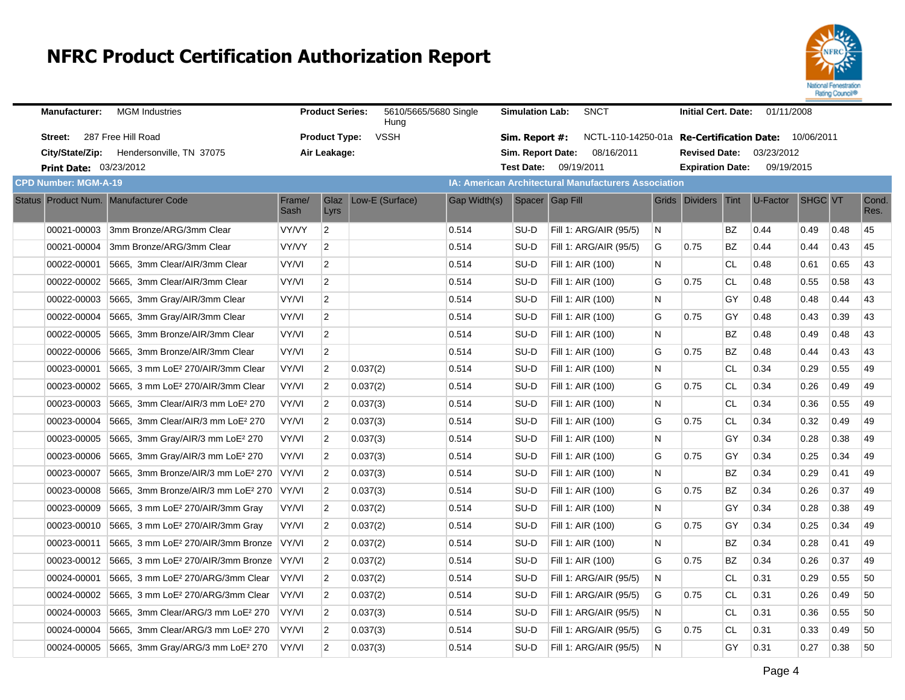# NFRC Product Certification Authorization Report

**Manufacturer:** MGM Industries
**Street:** 287 Free Hill Road
**City/State/Zip:** Hendersonville, TN 37075
**Print Date:** 03/23/2012

**Product Series:** 5610/5665/5680 Single Hung
**Product Type:** VSSH
**Air Leakage:**

**Simulation Lab:** SNCT
**Sim. Report #:** NCTL-110-14250-01a
**Sim. Report Date:** 08/16/2011
**Test Date:** 09/19/2011

**Initial Cert. Date:** 01/11/2008
**Re-Certification Date:** 10/06/2011
**Revised Date:** 03/23/2012
**Expiration Date:** 09/19/2015

**CPD Number: MGM-A-19**

**IA: American Architectural Manufacturers Association**

| Status | Product Num. | Manufacturer Code | Frame/ Sash | Glaz Lyrs | Low-E (Surface) | Gap Width(s) | Spacer | Gap Fill | Grids | Dividers | Tint | U-Factor | SHGC | VT | Cond. Res. |
|---|---|---|---|---|---|---|---|---|---|---|---|---|---|---|---|
| | 00021-00003 | 3mm Bronze/ARG/3mm Clear | VY/VY | 2 | | 0.514 | SU-D | Fill 1: ARG/AIR (95/5) | N | | BZ | 0.44 | 0.49 | 0.48 | 45 |
| | 00021-00004 | 3mm Bronze/ARG/3mm Clear | VY/VY | 2 | | 0.514 | SU-D | Fill 1: ARG/AIR (95/5) | G | 0.75 | BZ | 0.44 | 0.44 | 0.43 | 45 |
| | 00022-00001 | 5665, 3mm Clear/AIR/3mm Clear | VY/VI | 2 | | 0.514 | SU-D | Fill 1: AIR (100) | N | | CL | 0.48 | 0.61 | 0.65 | 43 |
| | 00022-00002 | 5665, 3mm Clear/AIR/3mm Clear | VY/VI | 2 | | 0.514 | SU-D | Fill 1: AIR (100) | G | 0.75 | CL | 0.48 | 0.55 | 0.58 | 43 |
| | 00022-00003 | 5665, 3mm Gray/AIR/3mm Clear | VY/VI | 2 | | 0.514 | SU-D | Fill 1: AIR (100) | N | | GY | 0.48 | 0.48 | 0.44 | 43 |
| | 00022-00004 | 5665, 3mm Gray/AIR/3mm Clear | VY/VI | 2 | | 0.514 | SU-D | Fill 1: AIR (100) | G | 0.75 | GY | 0.48 | 0.43 | 0.39 | 43 |
| | 00022-00005 | 5665, 3mm Bronze/AIR/3mm Clear | VY/VI | 2 | | 0.514 | SU-D | Fill 1: AIR (100) | N | | BZ | 0.48 | 0.49 | 0.48 | 43 |
| | 00022-00006 | 5665, 3mm Bronze/AIR/3mm Clear | VY/VI | 2 | | 0.514 | SU-D | Fill 1: AIR (100) | G | 0.75 | BZ | 0.48 | 0.44 | 0.43 | 43 |
| | 00023-00001 | 5665, 3 mm LoE² 270/AIR/3mm Clear | VY/VI | 2 | 0.037(2) | 0.514 | SU-D | Fill 1: AIR (100) | N | | CL | 0.34 | 0.29 | 0.55 | 49 |
| | 00023-00002 | 5665, 3 mm LoE² 270/AIR/3mm Clear | VY/VI | 2 | 0.037(2) | 0.514 | SU-D | Fill 1: AIR (100) | G | 0.75 | CL | 0.34 | 0.26 | 0.49 | 49 |
| | 00023-00003 | 5665, 3mm Clear/AIR/3 mm LoE² 270 | VY/VI | 2 | 0.037(3) | 0.514 | SU-D | Fill 1: AIR (100) | N | | CL | 0.34 | 0.36 | 0.55 | 49 |
| | 00023-00004 | 5665, 3mm Clear/AIR/3 mm LoE² 270 | VY/VI | 2 | 0.037(3) | 0.514 | SU-D | Fill 1: AIR (100) | G | 0.75 | CL | 0.34 | 0.32 | 0.49 | 49 |
| | 00023-00005 | 5665, 3mm Gray/AIR/3 mm LoE² 270 | VY/VI | 2 | 0.037(3) | 0.514 | SU-D | Fill 1: AIR (100) | N | | GY | 0.34 | 0.28 | 0.38 | 49 |
| | 00023-00006 | 5665, 3mm Gray/AIR/3 mm LoE² 270 | VY/VI | 2 | 0.037(3) | 0.514 | SU-D | Fill 1: AIR (100) | G | 0.75 | GY | 0.34 | 0.25 | 0.34 | 49 |
| | 00023-00007 | 5665, 3mm Bronze/AIR/3 mm LoE² 270 | VY/VI | 2 | 0.037(3) | 0.514 | SU-D | Fill 1: AIR (100) | N | | BZ | 0.34 | 0.29 | 0.41 | 49 |
| | 00023-00008 | 5665, 3mm Bronze/AIR/3 mm LoE² 270 | VY/VI | 2 | 0.037(3) | 0.514 | SU-D | Fill 1: AIR (100) | G | 0.75 | BZ | 0.34 | 0.26 | 0.37 | 49 |
| | 00023-00009 | 5665, 3 mm LoE² 270/AIR/3mm Gray | VY/VI | 2 | 0.037(2) | 0.514 | SU-D | Fill 1: AIR (100) | N | | GY | 0.34 | 0.28 | 0.38 | 49 |
| | 00023-00010 | 5665, 3 mm LoE² 270/AIR/3mm Gray | VY/VI | 2 | 0.037(2) | 0.514 | SU-D | Fill 1: AIR (100) | G | 0.75 | GY | 0.34 | 0.25 | 0.34 | 49 |
| | 00023-00011 | 5665, 3 mm LoE² 270/AIR/3mm Bronze | VY/VI | 2 | 0.037(2) | 0.514 | SU-D | Fill 1: AIR (100) | N | | BZ | 0.34 | 0.28 | 0.41 | 49 |
| | 00023-00012 | 5665, 3 mm LoE² 270/AIR/3mm Bronze | VY/VI | 2 | 0.037(2) | 0.514 | SU-D | Fill 1: AIR (100) | G | 0.75 | BZ | 0.34 | 0.26 | 0.37 | 49 |
| | 00024-00001 | 5665, 3 mm LoE² 270/ARG/3mm Clear | VY/VI | 2 | 0.037(2) | 0.514 | SU-D | Fill 1: ARG/AIR (95/5) | N | | CL | 0.31 | 0.29 | 0.55 | 50 |
| | 00024-00002 | 5665, 3 mm LoE² 270/ARG/3mm Clear | VY/VI | 2 | 0.037(2) | 0.514 | SU-D | Fill 1: ARG/AIR (95/5) | G | 0.75 | CL | 0.31 | 0.26 | 0.49 | 50 |
| | 00024-00003 | 5665, 3mm Clear/ARG/3 mm LoE² 270 | VY/VI | 2 | 0.037(3) | 0.514 | SU-D | Fill 1: ARG/AIR (95/5) | N | | CL | 0.31 | 0.36 | 0.55 | 50 |
| | 00024-00004 | 5665, 3mm Clear/ARG/3 mm LoE² 270 | VY/VI | 2 | 0.037(3) | 0.514 | SU-D | Fill 1: ARG/AIR (95/5) | G | 0.75 | CL | 0.31 | 0.33 | 0.49 | 50 |
| | 00024-00005 | 5665, 3mm Gray/ARG/3 mm LoE² 270 | VY/VI | 2 | 0.037(3) | 0.514 | SU-D | Fill 1: ARG/AIR (95/5) | N | | GY | 0.31 | 0.27 | 0.38 | 50 |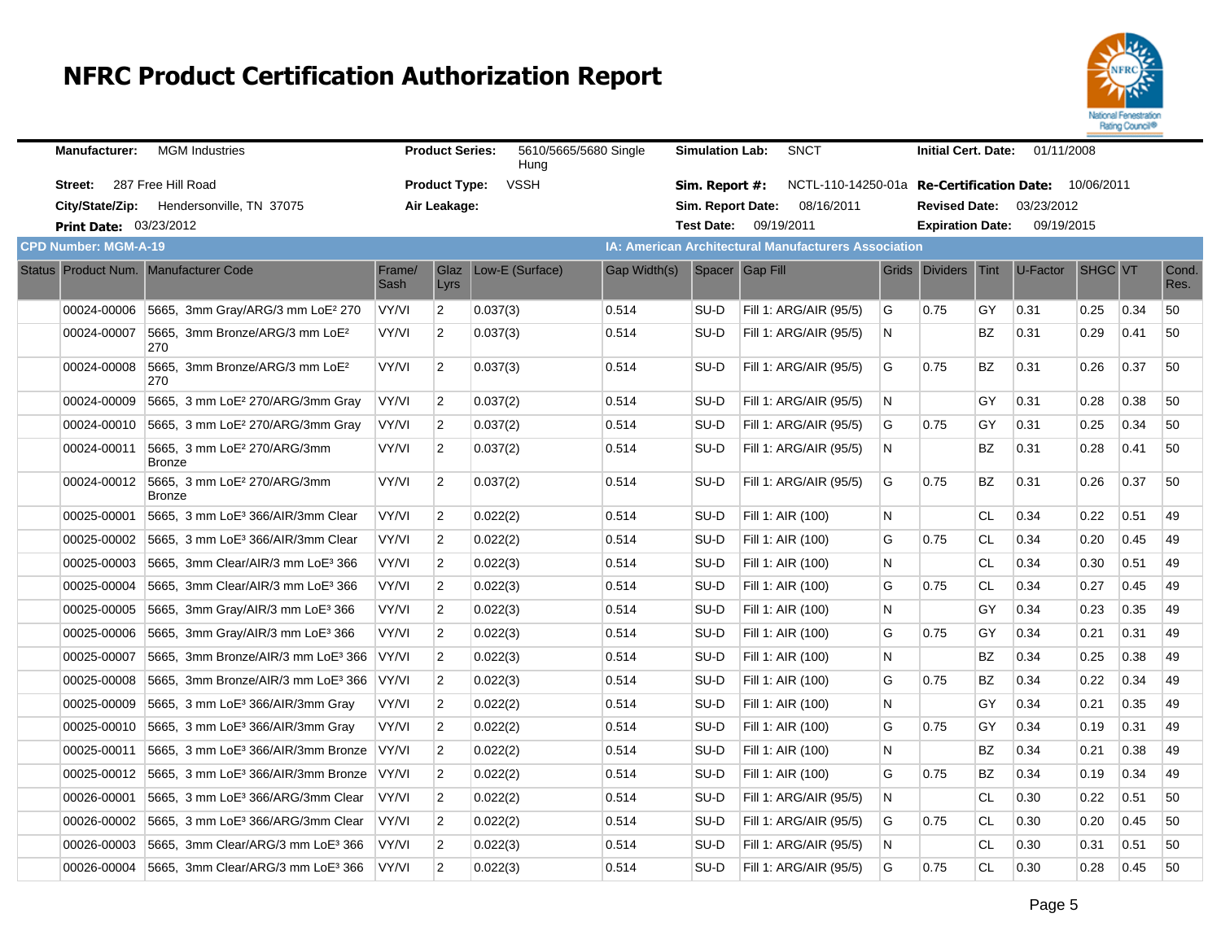# NFRC Product Certification Authorization Report

**Manufacturer:** MGM Industries
**Street:** 287 Free Hill Road
**City/State/Zip:** Hendersonville, TN 37075
**Print Date:** 03/23/2012

**Product Series:** 5610/5665/5680 Single Hung
**Product Type:** VSSH
**Air Leakage:**

**Simulation Lab:** SNCT
**Sim. Report #:** NCTL-110-14250-01a
**Sim. Report Date:** 08/16/2011
**Test Date:** 09/19/2011

**Initial Cert. Date:** 01/11/2008
**Re-Certification Date:** 10/06/2011
**Revised Date:** 03/23/2012
**Expiration Date:** 09/19/2015

**CPD Number: MGM-A-19**

**IA: American Architectural Manufacturers Association**

| Status | Product Num. | Manufacturer Code | Frame/ Sash | Glaz Lyrs | Low-E (Surface) | Gap Width(s) | Spacer | Gap Fill | Grids | Dividers | Tint | U-Factor | SHGC | VT | Cond. Res. |
|---|---|---|---|---|---|---|---|---|---|---|---|---|---|---|---|
| | 00024-00006 | 5665, 3mm Gray/ARG/3 mm LoE² 270 | VY/VI | 2 | 0.037(3) | 0.514 | SU-D | Fill 1: ARG/AIR (95/5) | G | 0.75 | GY | 0.31 | 0.25 | 0.34 | 50 |
| | 00024-00007 | 5665, 3mm Bronze/ARG/3 mm LoE² 270 | VY/VI | 2 | 0.037(3) | 0.514 | SU-D | Fill 1: ARG/AIR (95/5) | N | | BZ | 0.31 | 0.29 | 0.41 | 50 |
| | 00024-00008 | 5665, 3mm Bronze/ARG/3 mm LoE² 270 | VY/VI | 2 | 0.037(3) | 0.514 | SU-D | Fill 1: ARG/AIR (95/5) | G | 0.75 | BZ | 0.31 | 0.26 | 0.37 | 50 |
| | 00024-00009 | 5665, 3 mm LoE² 270/ARG/3mm Gray | VY/VI | 2 | 0.037(2) | 0.514 | SU-D | Fill 1: ARG/AIR (95/5) | N | | GY | 0.31 | 0.28 | 0.38 | 50 |
| | 00024-00010 | 5665, 3 mm LoE² 270/ARG/3mm Gray | VY/VI | 2 | 0.037(2) | 0.514 | SU-D | Fill 1: ARG/AIR (95/5) | G | 0.75 | GY | 0.31 | 0.25 | 0.34 | 50 |
| | 00024-00011 | 5665, 3 mm LoE² 270/ARG/3mm Bronze | VY/VI | 2 | 0.037(2) | 0.514 | SU-D | Fill 1: ARG/AIR (95/5) | N | | BZ | 0.31 | 0.28 | 0.41 | 50 |
| | 00024-00012 | 5665, 3 mm LoE² 270/ARG/3mm Bronze | VY/VI | 2 | 0.037(2) | 0.514 | SU-D | Fill 1: ARG/AIR (95/5) | G | 0.75 | BZ | 0.31 | 0.26 | 0.37 | 50 |
| | 00025-00001 | 5665, 3 mm LoE³ 366/AIR/3mm Clear | VY/VI | 2 | 0.022(2) | 0.514 | SU-D | Fill 1: AIR (100) | N | | CL | 0.34 | 0.22 | 0.51 | 49 |
| | 00025-00002 | 5665, 3 mm LoE³ 366/AIR/3mm Clear | VY/VI | 2 | 0.022(2) | 0.514 | SU-D | Fill 1: AIR (100) | G | 0.75 | CL | 0.34 | 0.20 | 0.45 | 49 |
| | 00025-00003 | 5665, 3mm Clear/AIR/3 mm LoE³ 366 | VY/VI | 2 | 0.022(3) | 0.514 | SU-D | Fill 1: AIR (100) | N | | CL | 0.34 | 0.30 | 0.51 | 49 |
| | 00025-00004 | 5665, 3mm Clear/AIR/3 mm LoE³ 366 | VY/VI | 2 | 0.022(3) | 0.514 | SU-D | Fill 1: AIR (100) | G | 0.75 | CL | 0.34 | 0.27 | 0.45 | 49 |
| | 00025-00005 | 5665, 3mm Gray/AIR/3 mm LoE³ 366 | VY/VI | 2 | 0.022(3) | 0.514 | SU-D | Fill 1: AIR (100) | N | | GY | 0.34 | 0.23 | 0.35 | 49 |
| | 00025-00006 | 5665, 3mm Gray/AIR/3 mm LoE³ 366 | VY/VI | 2 | 0.022(3) | 0.514 | SU-D | Fill 1: AIR (100) | G | 0.75 | GY | 0.34 | 0.21 | 0.31 | 49 |
| | 00025-00007 | 5665, 3mm Bronze/AIR/3 mm LoE³ 366 | VY/VI | 2 | 0.022(3) | 0.514 | SU-D | Fill 1: AIR (100) | N | | BZ | 0.34 | 0.25 | 0.38 | 49 |
| | 00025-00008 | 5665, 3mm Bronze/AIR/3 mm LoE³ 366 | VY/VI | 2 | 0.022(3) | 0.514 | SU-D | Fill 1: AIR (100) | G | 0.75 | BZ | 0.34 | 0.22 | 0.34 | 49 |
| | 00025-00009 | 5665, 3 mm LoE³ 366/AIR/3mm Gray | VY/VI | 2 | 0.022(2) | 0.514 | SU-D | Fill 1: AIR (100) | N | | GY | 0.34 | 0.21 | 0.35 | 49 |
| | 00025-00010 | 5665, 3 mm LoE³ 366/AIR/3mm Gray | VY/VI | 2 | 0.022(2) | 0.514 | SU-D | Fill 1: AIR (100) | G | 0.75 | GY | 0.34 | 0.19 | 0.31 | 49 |
| | 00025-00011 | 5665, 3 mm LoE³ 366/AIR/3mm Bronze | VY/VI | 2 | 0.022(2) | 0.514 | SU-D | Fill 1: AIR (100) | N | | BZ | 0.34 | 0.21 | 0.38 | 49 |
| | 00025-00012 | 5665, 3 mm LoE³ 366/AIR/3mm Bronze | VY/VI | 2 | 0.022(2) | 0.514 | SU-D | Fill 1: AIR (100) | G | 0.75 | BZ | 0.34 | 0.19 | 0.34 | 49 |
| | 00026-00001 | 5665, 3 mm LoE³ 366/ARG/3mm Clear | VY/VI | 2 | 0.022(2) | 0.514 | SU-D | Fill 1: ARG/AIR (95/5) | N | | CL | 0.30 | 0.22 | 0.51 | 50 |
| | 00026-00002 | 5665, 3 mm LoE³ 366/ARG/3mm Clear | VY/VI | 2 | 0.022(2) | 0.514 | SU-D | Fill 1: ARG/AIR (95/5) | G | 0.75 | CL | 0.30 | 0.20 | 0.45 | 50 |
| | 00026-00003 | 5665, 3mm Clear/ARG/3 mm LoE³ 366 | VY/VI | 2 | 0.022(3) | 0.514 | SU-D | Fill 1: ARG/AIR (95/5) | N | | CL | 0.30 | 0.31 | 0.51 | 50 |
| | 00026-00004 | 5665, 3mm Clear/ARG/3 mm LoE³ 366 | VY/VI | 2 | 0.022(3) | 0.514 | SU-D | Fill 1: ARG/AIR (95/5) | G | 0.75 | CL | 0.30 | 0.28 | 0.45 | 50 |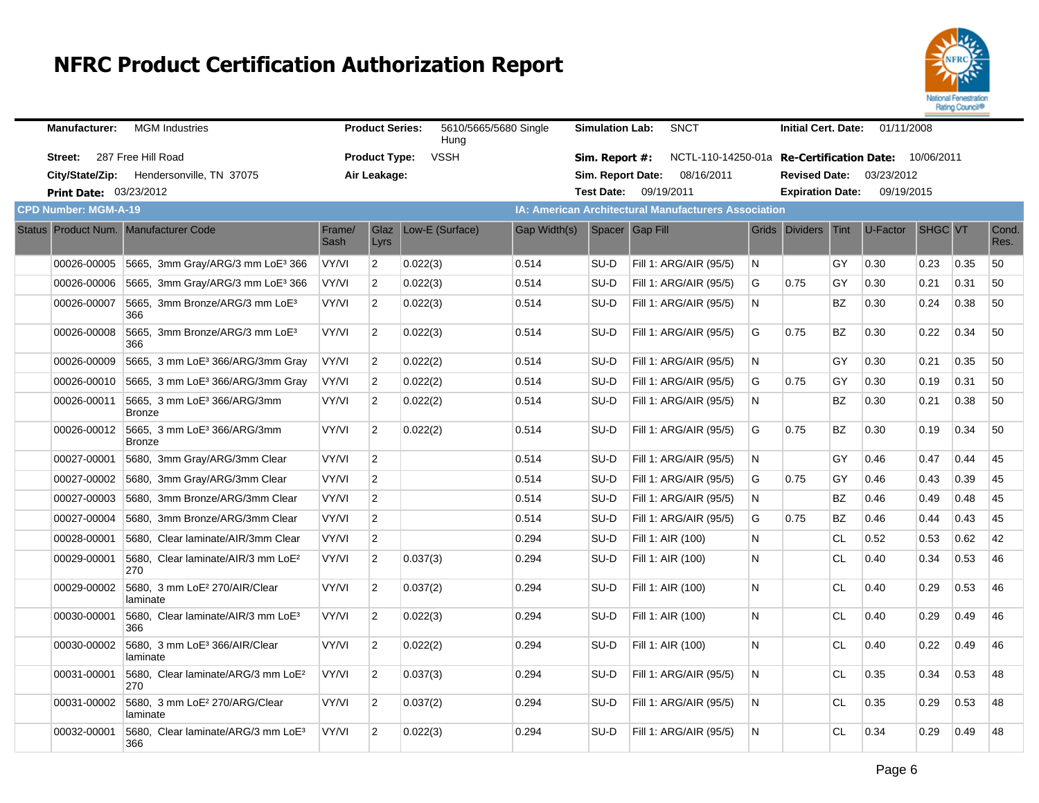# NFRC Product Certification Authorization Report

| | | | | | | | |
|---|---|---|---|---|---|---|---|
| **Manufacturer:** | MGM Industries | **Product Series:** | 5610/5665/5680 Single Hung | **Simulation Lab:** | SNCT | **Initial Cert. Date:** | 01/11/2008 |
| **Street:** | 287 Free Hill Road | **Product Type:** | VSSH | **Sim. Report #:** | NCTL-110-14250-01a | **Re-Certification Date:** | 10/06/2011 |
| **City/State/Zip:** | Hendersonville, TN 37075 | **Air Leakage:** | | **Sim. Report Date:** | 08/16/2011 | **Revised Date:** | 03/23/2012 |
| **Print Date:** | 03/23/2012 | | | **Test Date:** | 09/19/2011 | **Expiration Date:** | 09/19/2015 |

**CPD Number: MGM-A-19** | **IA: American Architectural Manufacturers Association**

| Status | Product Num. | Manufacturer Code | Frame/ Sash | Glaz Lyrs | Low-E (Surface) | Gap Width(s) | Spacer | Gap Fill | Grids | Dividers | Tint | U-Factor | SHGC | VT | Cond. Res. |
|---|---|---|---|---|---|---|---|---|---|---|---|---|---|---|---|
| | 00026-00005 | 5665, 3mm Gray/ARG/3 mm LoE³ 366 | VY/VI | 2 | 0.022(3) | 0.514 | SU-D | Fill 1: ARG/AIR (95/5) | N | | GY | 0.30 | 0.23 | 0.35 | 50 |
| | 00026-00006 | 5665, 3mm Gray/ARG/3 mm LoE³ 366 | VY/VI | 2 | 0.022(3) | 0.514 | SU-D | Fill 1: ARG/AIR (95/5) | G | 0.75 | GY | 0.30 | 0.21 | 0.31 | 50 |
| | 00026-00007 | 5665, 3mm Bronze/ARG/3 mm LoE³ 366 | VY/VI | 2 | 0.022(3) | 0.514 | SU-D | Fill 1: ARG/AIR (95/5) | N | | BZ | 0.30 | 0.24 | 0.38 | 50 |
| | 00026-00008 | 5665, 3mm Bronze/ARG/3 mm LoE³ 366 | VY/VI | 2 | 0.022(3) | 0.514 | SU-D | Fill 1: ARG/AIR (95/5) | G | 0.75 | BZ | 0.30 | 0.22 | 0.34 | 50 |
| | 00026-00009 | 5665, 3 mm LoE³ 366/ARG/3mm Gray | VY/VI | 2 | 0.022(2) | 0.514 | SU-D | Fill 1: ARG/AIR (95/5) | N | | GY | 0.30 | 0.21 | 0.35 | 50 |
| | 00026-00010 | 5665, 3 mm LoE³ 366/ARG/3mm Gray | VY/VI | 2 | 0.022(2) | 0.514 | SU-D | Fill 1: ARG/AIR (95/5) | G | 0.75 | GY | 0.30 | 0.19 | 0.31 | 50 |
| | 00026-00011 | 5665, 3 mm LoE³ 366/ARG/3mm Bronze | VY/VI | 2 | 0.022(2) | 0.514 | SU-D | Fill 1: ARG/AIR (95/5) | N | | BZ | 0.30 | 0.21 | 0.38 | 50 |
| | 00026-00012 | 5665, 3 mm LoE³ 366/ARG/3mm Bronze | VY/VI | 2 | 0.022(2) | 0.514 | SU-D | Fill 1: ARG/AIR (95/5) | G | 0.75 | BZ | 0.30 | 0.19 | 0.34 | 50 |
| | 00027-00001 | 5680, 3mm Gray/ARG/3mm Clear | VY/VI | 2 | | 0.514 | SU-D | Fill 1: ARG/AIR (95/5) | N | | GY | 0.46 | 0.47 | 0.44 | 45 |
| | 00027-00002 | 5680, 3mm Gray/ARG/3mm Clear | VY/VI | 2 | | 0.514 | SU-D | Fill 1: ARG/AIR (95/5) | G | 0.75 | GY | 0.46 | 0.43 | 0.39 | 45 |
| | 00027-00003 | 5680, 3mm Bronze/ARG/3mm Clear | VY/VI | 2 | | 0.514 | SU-D | Fill 1: ARG/AIR (95/5) | N | | BZ | 0.46 | 0.49 | 0.48 | 45 |
| | 00027-00004 | 5680, 3mm Bronze/ARG/3mm Clear | VY/VI | 2 | | 0.514 | SU-D | Fill 1: ARG/AIR (95/5) | G | 0.75 | BZ | 0.46 | 0.44 | 0.43 | 45 |
| | 00028-00001 | 5680, Clear laminate/AIR/3mm Clear | VY/VI | 2 | | 0.294 | SU-D | Fill 1: AIR (100) | N | | CL | 0.52 | 0.53 | 0.62 | 42 |
| | 00029-00001 | 5680, Clear laminate/AIR/3 mm LoE² 270 | VY/VI | 2 | 0.037(3) | 0.294 | SU-D | Fill 1: AIR (100) | N | | CL | 0.40 | 0.34 | 0.53 | 46 |
| | 00029-00002 | 5680, 3 mm LoE² 270/AIR/Clear laminate | VY/VI | 2 | 0.037(2) | 0.294 | SU-D | Fill 1: AIR (100) | N | | CL | 0.40 | 0.29 | 0.53 | 46 |
| | 00030-00001 | 5680, Clear laminate/AIR/3 mm LoE³ 366 | VY/VI | 2 | 0.022(3) | 0.294 | SU-D | Fill 1: AIR (100) | N | | CL | 0.40 | 0.29 | 0.49 | 46 |
| | 00030-00002 | 5680, 3 mm LoE³ 366/AIR/Clear laminate | VY/VI | 2 | 0.022(2) | 0.294 | SU-D | Fill 1: AIR (100) | N | | CL | 0.40 | 0.22 | 0.49 | 46 |
| | 00031-00001 | 5680, Clear laminate/ARG/3 mm LoE² 270 | VY/VI | 2 | 0.037(3) | 0.294 | SU-D | Fill 1: ARG/AIR (95/5) | N | | CL | 0.35 | 0.34 | 0.53 | 48 |
| | 00031-00002 | 5680, 3 mm LoE² 270/ARG/Clear laminate | VY/VI | 2 | 0.037(2) | 0.294 | SU-D | Fill 1: ARG/AIR (95/5) | N | | CL | 0.35 | 0.29 | 0.53 | 48 |
| | 00032-00001 | 5680, Clear laminate/ARG/3 mm LoE³ 366 | VY/VI | 2 | 0.022(3) | 0.294 | SU-D | Fill 1: ARG/AIR (95/5) | N | | CL | 0.34 | 0.29 | 0.49 | 48 |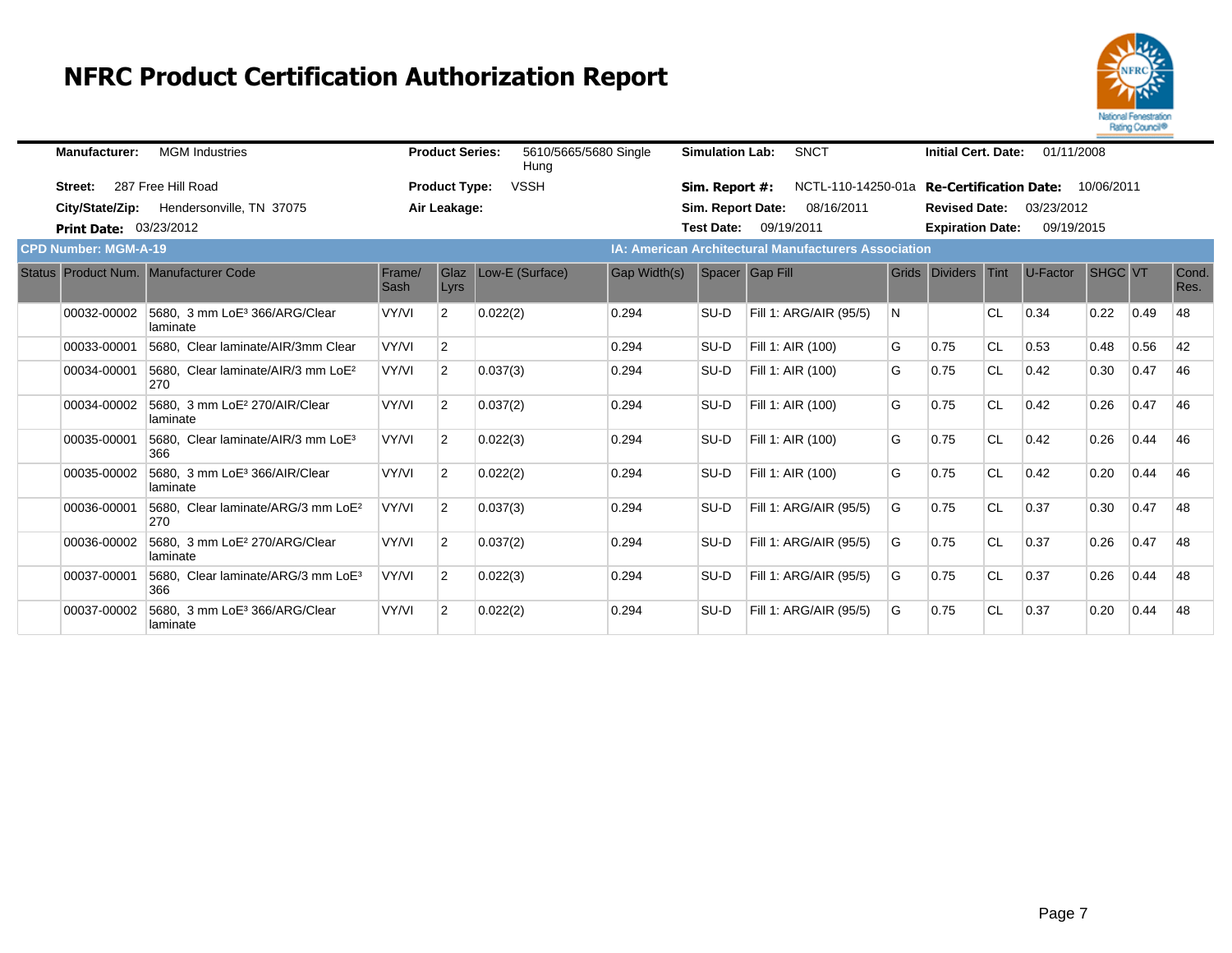# NFRC Product Certification Authorization Report

**Manufacturer:** MGM Industries
**Street:** 287 Free Hill Road
**City/State/Zip:** Hendersonville, TN 37075
**Print Date:** 03/23/2012

**Product Series:** 5610/5665/5680 Single Hung
**Product Type:** VSSH
**Air Leakage:**

**Simulation Lab:** SNCT
**Sim. Report #:** NCTL-110-14250-01a
**Sim. Report Date:** 08/16/2011
**Test Date:** 09/19/2011

**Initial Cert. Date:** 01/11/2008
**Re-Certification Date:** 10/06/2011
**Revised Date:** 03/23/2012
**Expiration Date:** 09/19/2015

**CPD Number: MGM-A-19**
**IA: American Architectural Manufacturers Association**

| Status | Product Num. | Manufacturer Code | Frame/ Sash | Glaz Lyrs | Low-E (Surface) | Gap Width(s) | Spacer | Gap Fill | Grids | Dividers | Tint | U-Factor | SHGC | VT | Cond. Res. |
|---|---|---|---|---|---|---|---|---|---|---|---|---|---|---|---|
| | 00032-00002 | 5680, 3 mm LoE³ 366/ARG/Clear laminate | VY/VI | 2 | 0.022(2) | 0.294 | SU-D | Fill 1: ARG/AIR (95/5) | N | | CL | 0.34 | 0.22 | 0.49 | 48 |
| | 00033-00001 | 5680, Clear laminate/AIR/3mm Clear | VY/VI | 2 | | 0.294 | SU-D | Fill 1: AIR (100) | G | 0.75 | CL | 0.53 | 0.48 | 0.56 | 42 |
| | 00034-00001 | 5680, Clear laminate/AIR/3 mm LoE² 270 | VY/VI | 2 | 0.037(3) | 0.294 | SU-D | Fill 1: AIR (100) | G | 0.75 | CL | 0.42 | 0.30 | 0.47 | 46 |
| | 00034-00002 | 5680, 3 mm LoE² 270/AIR/Clear laminate | VY/VI | 2 | 0.037(2) | 0.294 | SU-D | Fill 1: AIR (100) | G | 0.75 | CL | 0.42 | 0.26 | 0.47 | 46 |
| | 00035-00001 | 5680, Clear laminate/AIR/3 mm LoE³ 366 | VY/VI | 2 | 0.022(3) | 0.294 | SU-D | Fill 1: AIR (100) | G | 0.75 | CL | 0.42 | 0.26 | 0.44 | 46 |
| | 00035-00002 | 5680, 3 mm LoE³ 366/AIR/Clear laminate | VY/VI | 2 | 0.022(2) | 0.294 | SU-D | Fill 1: AIR (100) | G | 0.75 | CL | 0.42 | 0.20 | 0.44 | 46 |
| | 00036-00001 | 5680, Clear laminate/ARG/3 mm LoE² 270 | VY/VI | 2 | 0.037(3) | 0.294 | SU-D | Fill 1: ARG/AIR (95/5) | G | 0.75 | CL | 0.37 | 0.30 | 0.47 | 48 |
| | 00036-00002 | 5680, 3 mm LoE² 270/ARG/Clear laminate | VY/VI | 2 | 0.037(2) | 0.294 | SU-D | Fill 1: ARG/AIR (95/5) | G | 0.75 | CL | 0.37 | 0.26 | 0.47 | 48 |
| | 00037-00001 | 5680, Clear laminate/ARG/3 mm LoE³ 366 | VY/VI | 2 | 0.022(3) | 0.294 | SU-D | Fill 1: ARG/AIR (95/5) | G | 0.75 | CL | 0.37 | 0.26 | 0.44 | 48 |
| | 00037-00002 | 5680, 3 mm LoE³ 366/ARG/Clear laminate | VY/VI | 2 | 0.022(2) | 0.294 | SU-D | Fill 1: ARG/AIR (95/5) | G | 0.75 | CL | 0.37 | 0.20 | 0.44 | 48 |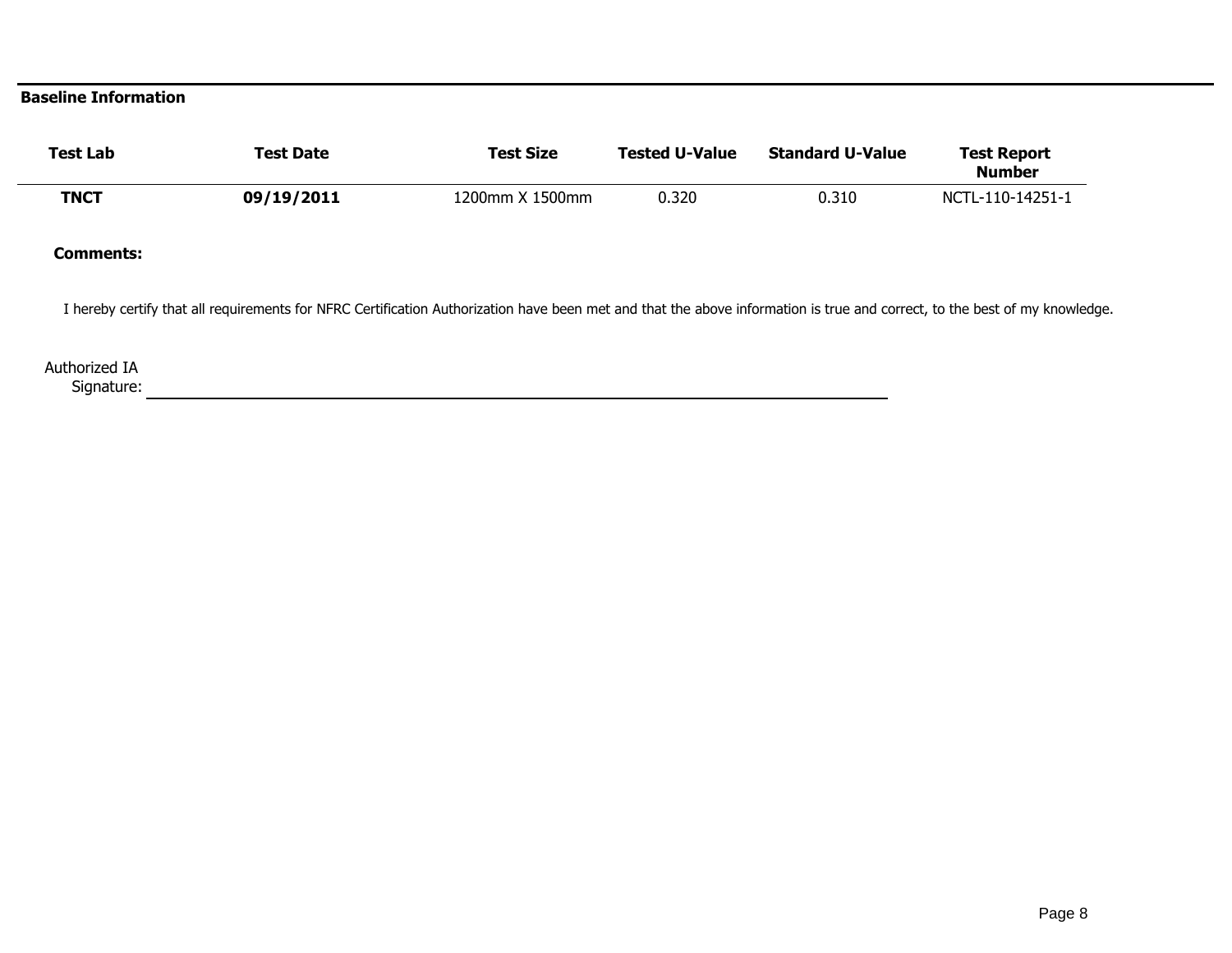**Baseline Information**

| Test Lab | Test Date | Test Size | Tested U-Value | Standard U-Value | Test Report Number |
|---|---|---|---|---|---|
| **TNCT** | **09/19/2011** | 1200mm X 1500mm | 0.320 | 0.310 | NCTL-110-14251-1 |

**Comments:**

I hereby certify that all requirements for NFRC Certification Authorization have been met and that the above information is true and correct, to the best of my knowledge.

Authorized IA Signature: ____________________________________________